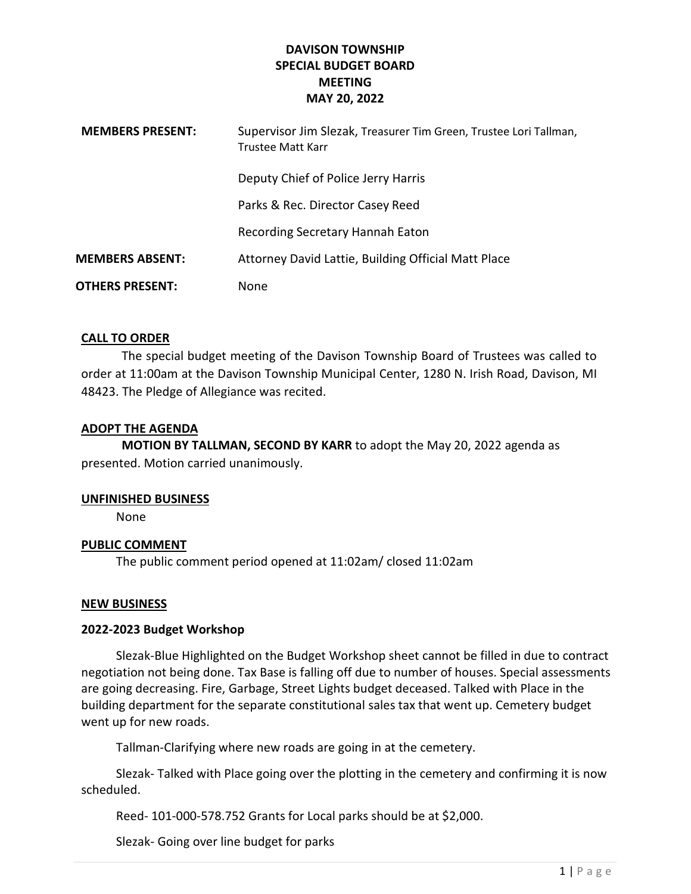# DAVISON TOWNSHIP
# SPECIAL BUDGET BOARD
# MEETING
# MAY 20, 2022

| | |
|---|---|
| **MEMBERS PRESENT:** | Supervisor Jim Slezak, Treasurer Tim Green, Trustee Lori Tallman, Trustee Matt Karr |
| | Deputy Chief of Police Jerry Harris |
| | Parks & Rec. Director Casey Reed |
| | Recording Secretary Hannah Eaton |
| **MEMBERS ABSENT:** | Attorney David Lattie, Building Official Matt Place |
| **OTHERS PRESENT:** | None |

## CALL TO ORDER

The special budget meeting of the Davison Township Board of Trustees was called to order at 11:00am at the Davison Township Municipal Center, 1280 N. Irish Road, Davison, MI 48423. The Pledge of Allegiance was recited.

## ADOPT THE AGENDA

**MOTION BY TALLMAN, SECOND BY KARR** to adopt the May 20, 2022 agenda as presented. Motion carried unanimously.

## UNFINISHED BUSINESS

None

## PUBLIC COMMENT

The public comment period opened at 11:02am/ closed 11:02am

## NEW BUSINESS

### 2022-2023 Budget Workshop

Slezak-Blue Highlighted on the Budget Workshop sheet cannot be filled in due to contract negotiation not being done. Tax Base is falling off due to number of houses. Special assessments are going decreasing. Fire, Garbage, Street Lights budget deceased. Talked with Place in the building department for the separate constitutional sales tax that went up. Cemetery budget went up for new roads.

Tallman-Clarifying where new roads are going in at the cemetery.

Slezak- Talked with Place going over the plotting in the cemetery and confirming it is now scheduled.

Reed- 101-000-578.752 Grants for Local parks should be at $2,000.

Slezak- Going over line budget for parks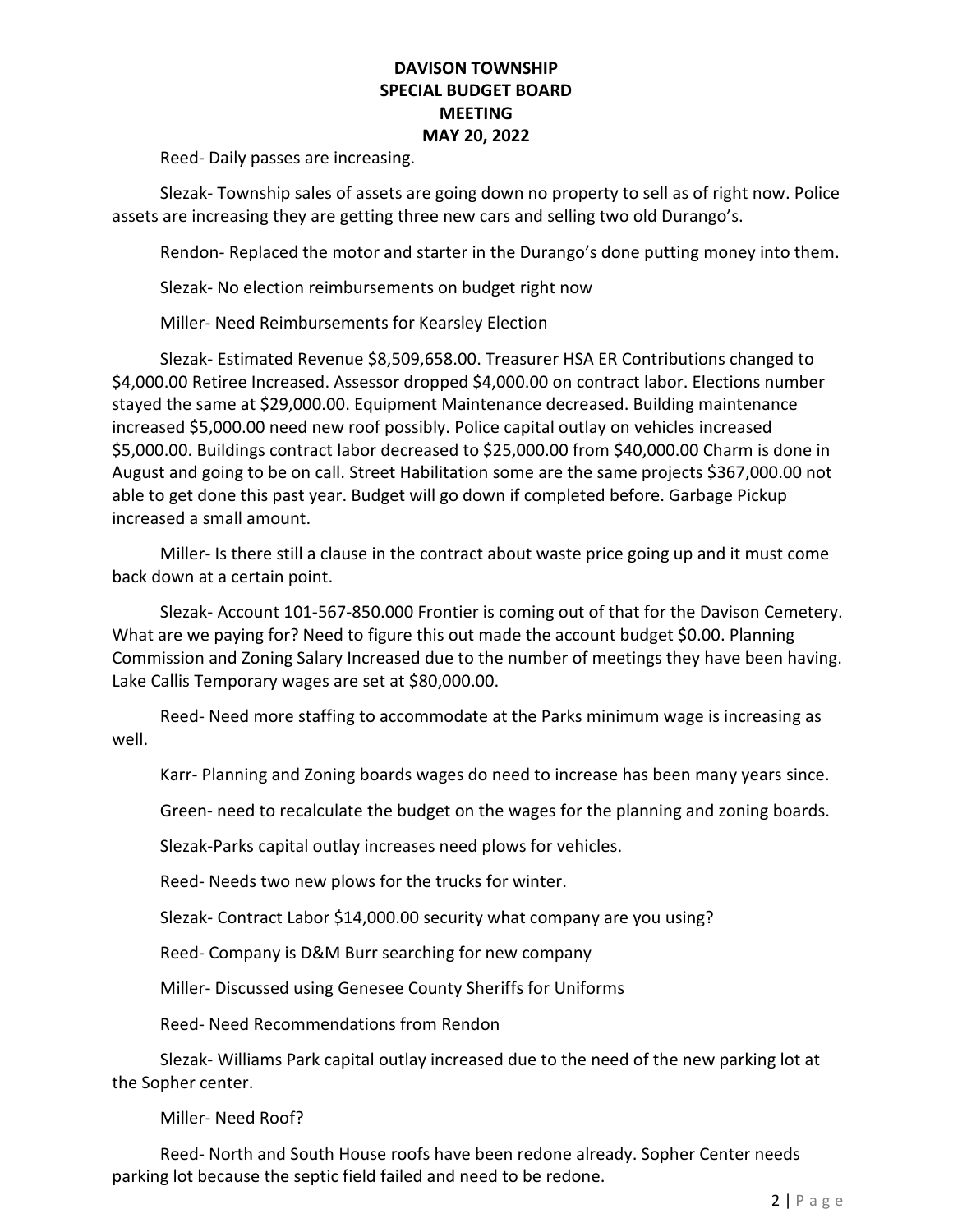**DAVISON TOWNSHIP**
**SPECIAL BUDGET BOARD**
**MEETING**
**MAY 20, 2022**

Reed- Daily passes are increasing.

Slezak- Township sales of assets are going down no property to sell as of right now. Police assets are increasing they are getting three new cars and selling two old Durango's.

Rendon- Replaced the motor and starter in the Durango's done putting money into them.

Slezak- No election reimbursements on budget right now

Miller- Need Reimbursements for Kearsley Election

Slezak- Estimated Revenue $8,509,658.00. Treasurer HSA ER Contributions changed to $4,000.00 Retiree Increased. Assessor dropped $4,000.00 on contract labor. Elections number stayed the same at $29,000.00. Equipment Maintenance decreased. Building maintenance increased $5,000.00 need new roof possibly. Police capital outlay on vehicles increased $5,000.00. Buildings contract labor decreased to $25,000.00 from $40,000.00 Charm is done in August and going to be on call. Street Habilitation some are the same projects $367,000.00 not able to get done this past year. Budget will go down if completed before. Garbage Pickup increased a small amount.

Miller- Is there still a clause in the contract about waste price going up and it must come back down at a certain point.

Slezak- Account 101-567-850.000 Frontier is coming out of that for the Davison Cemetery. What are we paying for? Need to figure this out made the account budget $0.00. Planning Commission and Zoning Salary Increased due to the number of meetings they have been having. Lake Callis Temporary wages are set at $80,000.00.

Reed- Need more staffing to accommodate at the Parks minimum wage is increasing as well.

Karr- Planning and Zoning boards wages do need to increase has been many years since.

Green- need to recalculate the budget on the wages for the planning and zoning boards.

Slezak-Parks capital outlay increases need plows for vehicles.

Reed- Needs two new plows for the trucks for winter.

Slezak- Contract Labor $14,000.00 security what company are you using?

Reed- Company is D&M Burr searching for new company

Miller- Discussed using Genesee County Sheriffs for Uniforms

Reed- Need Recommendations from Rendon

Slezak- Williams Park capital outlay increased due to the need of the new parking lot at the Sopher center.

Miller- Need Roof?

Reed- North and South House roofs have been redone already. Sopher Center needs parking lot because the septic field failed and need to be redone.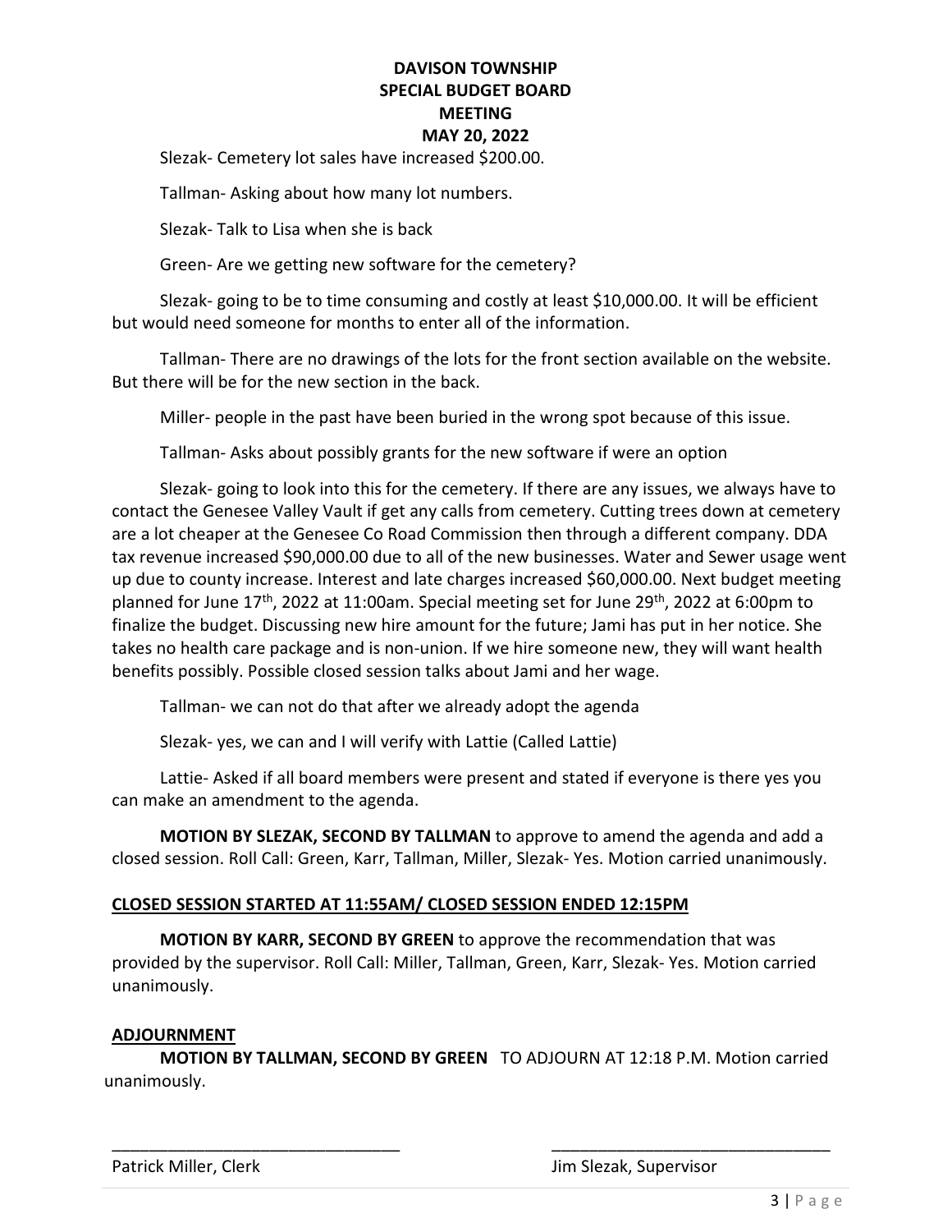**DAVISON TOWNSHIP**
**SPECIAL BUDGET BOARD**
**MEETING**
**MAY 20, 2022**

Slezak- Cemetery lot sales have increased $200.00.

Tallman- Asking about how many lot numbers.

Slezak- Talk to Lisa when she is back

Green- Are we getting new software for the cemetery?

Slezak- going to be to time consuming and costly at least $10,000.00. It will be efficient but would need someone for months to enter all of the information.

Tallman- There are no drawings of the lots for the front section available on the website. But there will be for the new section in the back.

Miller- people in the past have been buried in the wrong spot because of this issue.

Tallman- Asks about possibly grants for the new software if were an option

Slezak- going to look into this for the cemetery. If there are any issues, we always have to contact the Genesee Valley Vault if get any calls from cemetery. Cutting trees down at cemetery are a lot cheaper at the Genesee Co Road Commission then through a different company. DDA tax revenue increased $90,000.00 due to all of the new businesses. Water and Sewer usage went up due to county increase. Interest and late charges increased $60,000.00. Next budget meeting planned for June 17th, 2022 at 11:00am. Special meeting set for June 29th, 2022 at 6:00pm to finalize the budget. Discussing new hire amount for the future; Jami has put in her notice. She takes no health care package and is non-union. If we hire someone new, they will want health benefits possibly. Possible closed session talks about Jami and her wage.

Tallman- we can not do that after we already adopt the agenda

Slezak- yes, we can and I will verify with Lattie (Called Lattie)

Lattie- Asked if all board members were present and stated if everyone is there yes you can make an amendment to the agenda.

**MOTION BY SLEZAK, SECOND BY TALLMAN** to approve to amend the agenda and add a closed session. Roll Call: Green, Karr, Tallman, Miller, Slezak- Yes. Motion carried unanimously.

**CLOSED SESSION STARTED AT 11:55AM/ CLOSED SESSION ENDED 12:15PM**

**MOTION BY KARR, SECOND BY GREEN** to approve the recommendation that was provided by the supervisor. Roll Call: Miller, Tallman, Green, Karr, Slezak- Yes. Motion carried unanimously.

**ADJOURNMENT**

**MOTION BY TALLMAN, SECOND BY GREEN** TO ADJOURN AT 12:18 P.M. Motion carried unanimously.

\_\_\_\_\_\_\_\_\_\_\_\_\_\_\_\_\_\_\_\_\_\_\_\_\_\_\_\_\_\_\_\_ \_\_\_\_\_\_\_\_\_\_\_\_\_\_\_\_\_\_\_\_\_\_\_\_\_\_\_\_\_\_\_\_

Patrick Miller, Clerk Jim Slezak, Supervisor